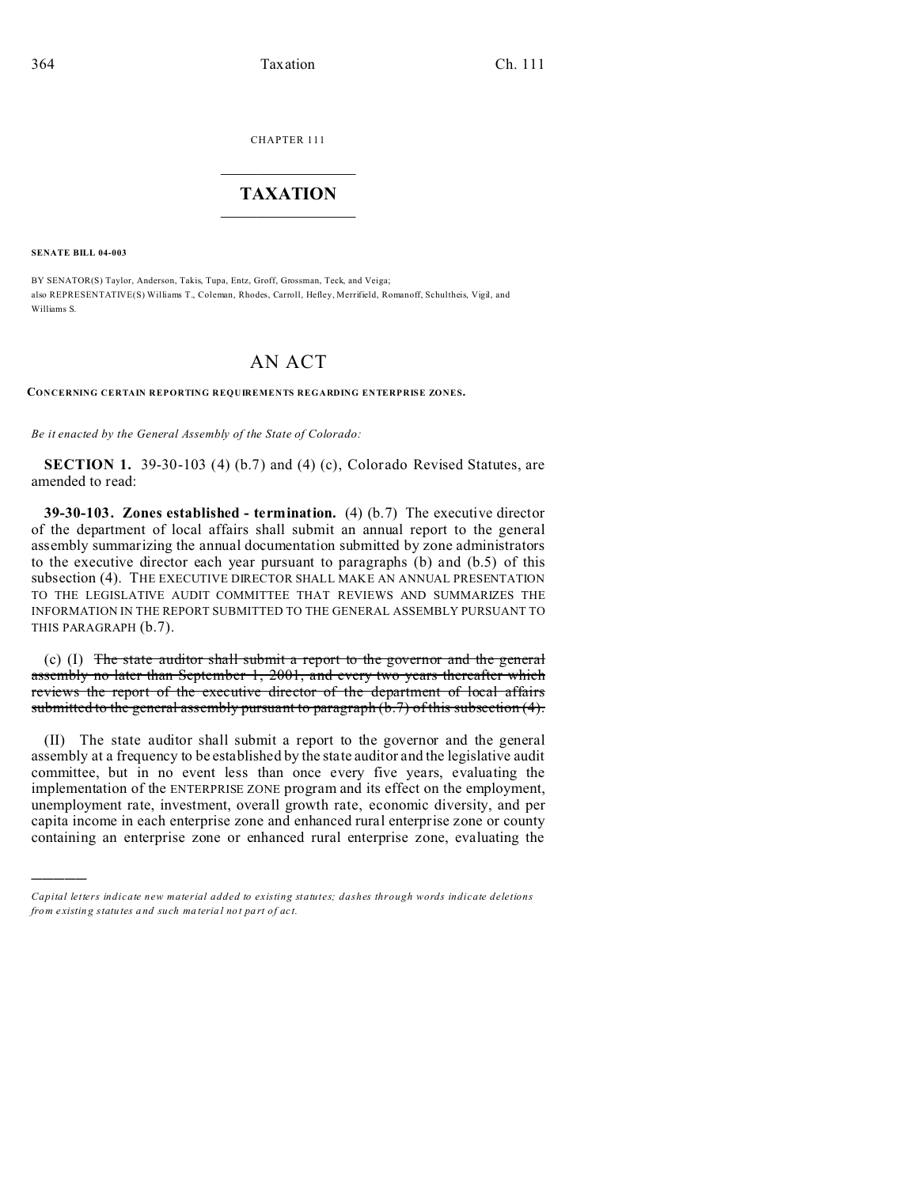CHAPTER 111

# TAXATION

**SENATE BILL 04-003**

BY SENATOR(S) Taylor, Anderson, Takis, Tupa, Entz, Groff, Grossman, Teck, and Veiga;
also REPRESENTATIVE(S) Williams T., Coleman, Rhodes, Carroll, Hefley, Merrifield, Romanoff, Schultheis, Vigil, and Williams S.

# AN ACT

**CONCERNING CERTAIN REPORTING REQUIREMENTS REGARDING ENTERPRISE ZONES.**

*Be it enacted by the General Assembly of the State of Colorado:*

**SECTION 1.** 39-30-103 (4) (b.7) and (4) (c), Colorado Revised Statutes, are amended to read:

**39-30-103. Zones established - termination.** (4) (b.7) The executive director of the department of local affairs shall submit an annual report to the general assembly summarizing the annual documentation submitted by zone administrators to the executive director each year pursuant to paragraphs (b) and (b.5) of this subsection (4). THE EXECUTIVE DIRECTOR SHALL MAKE AN ANNUAL PRESENTATION TO THE LEGISLATIVE AUDIT COMMITTEE THAT REVIEWS AND SUMMARIZES THE INFORMATION IN THE REPORT SUBMITTED TO THE GENERAL ASSEMBLY PURSUANT TO THIS PARAGRAPH (b.7).

(c) (I) ~~The state auditor shall submit a report to the governor and the general assembly no later than September 1, 2001, and every two years thereafter which reviews the report of the executive director of the department of local affairs submitted to the general assembly pursuant to paragraph (b.7) of this subsection (4).~~

(II) The state auditor shall submit a report to the governor and the general assembly at a frequency to be established by the state auditor and the legislative audit committee, but in no event less than once every five years, evaluating the implementation of the ENTERPRISE ZONE program and its effect on the employment, unemployment rate, investment, overall growth rate, economic diversity, and per capita income in each enterprise zone and enhanced rural enterprise zone or county containing an enterprise zone or enhanced rural enterprise zone, evaluating the

*Capital letters indicate new material added to existing statutes; dashes through words indicate deletions from existing statutes and such material not part of act.*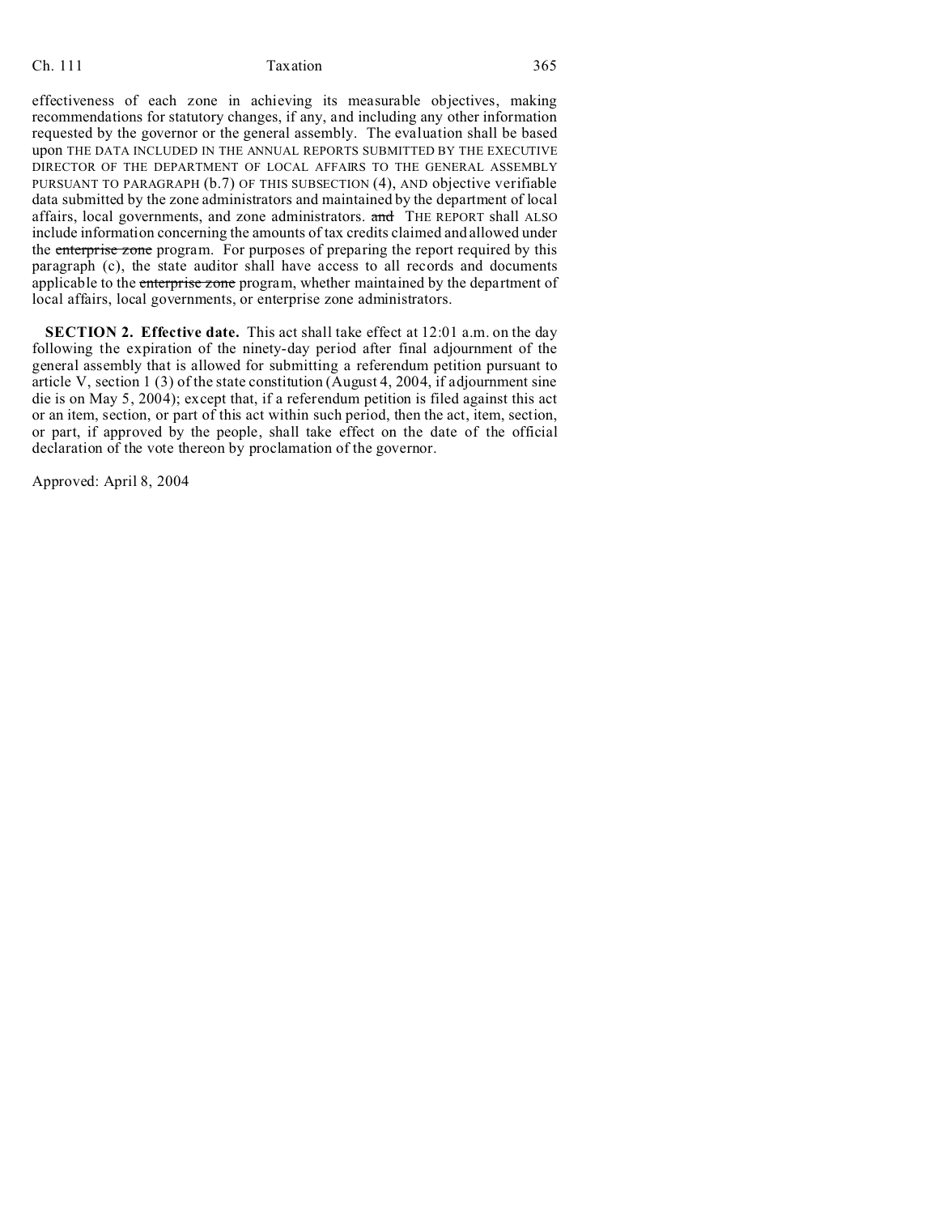effectiveness of each zone in achieving its measurable objectives, making recommendations for statutory changes, if any, and including any other information requested by the governor or the general assembly. The evaluation shall be based upon THE DATA INCLUDED IN THE ANNUAL REPORTS SUBMITTED BY THE EXECUTIVE DIRECTOR OF THE DEPARTMENT OF LOCAL AFFAIRS TO THE GENERAL ASSEMBLY PURSUANT TO PARAGRAPH (b.7) OF THIS SUBSECTION (4), AND objective verifiable data submitted by the zone administrators and maintained by the department of local affairs, local governments, and zone administrators. ~~and~~ THE REPORT shall ALSO include information concerning the amounts of tax credits claimed and allowed under the ~~enterprise zone~~ program. For purposes of preparing the report required by this paragraph (c), the state auditor shall have access to all records and documents applicable to the ~~enterprise zone~~ program, whether maintained by the department of local affairs, local governments, or enterprise zone administrators.

**SECTION 2. Effective date.** This act shall take effect at 12:01 a.m. on the day following the expiration of the ninety-day period after final adjournment of the general assembly that is allowed for submitting a referendum petition pursuant to article V, section 1 (3) of the state constitution (August 4, 2004, if adjournment sine die is on May 5, 2004); except that, if a referendum petition is filed against this act or an item, section, or part of this act within such period, then the act, item, section, or part, if approved by the people, shall take effect on the date of the official declaration of the vote thereon by proclamation of the governor.

Approved: April 8, 2004